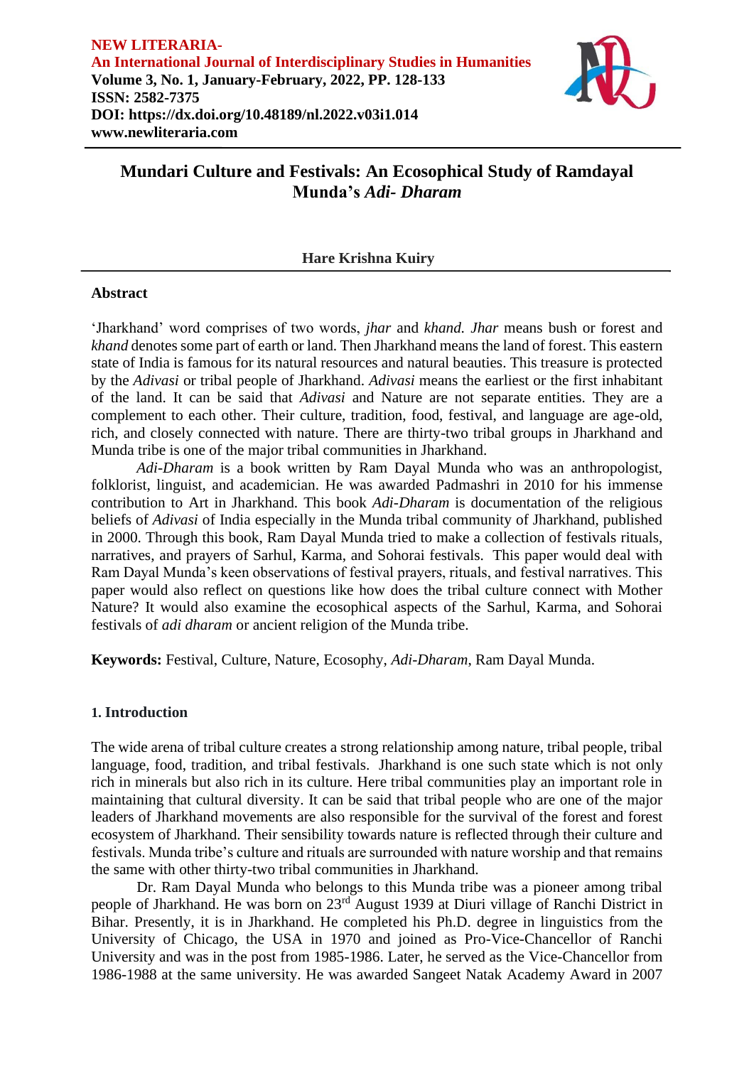**NEW LITERARIA-**
**An International Journal of Interdisciplinary Studies in Humanities**
**Volume 3, No. 1, January-February, 2022, PP. 128-133**
**ISSN: 2582-7375**
**DOI: https://dx.doi.org/10.48189/nl.2022.v03i1.014**
**www.newliteraria.com**

# Mundari Culture and Festivals: An Ecosophical Study of Ramdayal Munda's *Adi- Dharam*

**Hare Krishna Kuiry**

## Abstract

'Jharkhand' word comprises of two words, *jhar* and *khand. Jhar* means bush or forest and *khand* denotes some part of earth or land. Then Jharkhand means the land of forest. This eastern state of India is famous for its natural resources and natural beauties. This treasure is protected by the *Adivasi* or tribal people of Jharkhand. *Adivasi* means the earliest or the first inhabitant of the land. It can be said that *Adivasi* and Nature are not separate entities. They are a complement to each other. Their culture, tradition, food, festival, and language are age-old, rich, and closely connected with nature. There are thirty-two tribal groups in Jharkhand and Munda tribe is one of the major tribal communities in Jharkhand.

*Adi-Dharam* is a book written by Ram Dayal Munda who was an anthropologist, folklorist, linguist, and academician. He was awarded Padmashri in 2010 for his immense contribution to Art in Jharkhand. This book *Adi-Dharam* is documentation of the religious beliefs of *Adivasi* of India especially in the Munda tribal community of Jharkhand, published in 2000. Through this book, Ram Dayal Munda tried to make a collection of festivals rituals, narratives, and prayers of Sarhul, Karma, and Sohorai festivals. This paper would deal with Ram Dayal Munda's keen observations of festival prayers, rituals, and festival narratives. This paper would also reflect on questions like how does the tribal culture connect with Mother Nature? It would also examine the ecosophical aspects of the Sarhul, Karma, and Sohorai festivals of *adi dharam* or ancient religion of the Munda tribe.

**Keywords:** Festival, Culture, Nature, Ecosophy, *Adi-Dharam*, Ram Dayal Munda.

## 1. Introduction

The wide arena of tribal culture creates a strong relationship among nature, tribal people, tribal language, food, tradition, and tribal festivals. Jharkhand is one such state which is not only rich in minerals but also rich in its culture. Here tribal communities play an important role in maintaining that cultural diversity. It can be said that tribal people who are one of the major leaders of Jharkhand movements are also responsible for the survival of the forest and forest ecosystem of Jharkhand. Their sensibility towards nature is reflected through their culture and festivals. Munda tribe's culture and rituals are surrounded with nature worship and that remains the same with other thirty-two tribal communities in Jharkhand.

Dr. Ram Dayal Munda who belongs to this Munda tribe was a pioneer among tribal people of Jharkhand. He was born on 23rd August 1939 at Diuri village of Ranchi District in Bihar. Presently, it is in Jharkhand. He completed his Ph.D. degree in linguistics from the University of Chicago, the USA in 1970 and joined as Pro-Vice-Chancellor of Ranchi University and was in the post from 1985-1986. Later, he served as the Vice-Chancellor from 1986-1988 at the same university. He was awarded Sangeet Natak Academy Award in 2007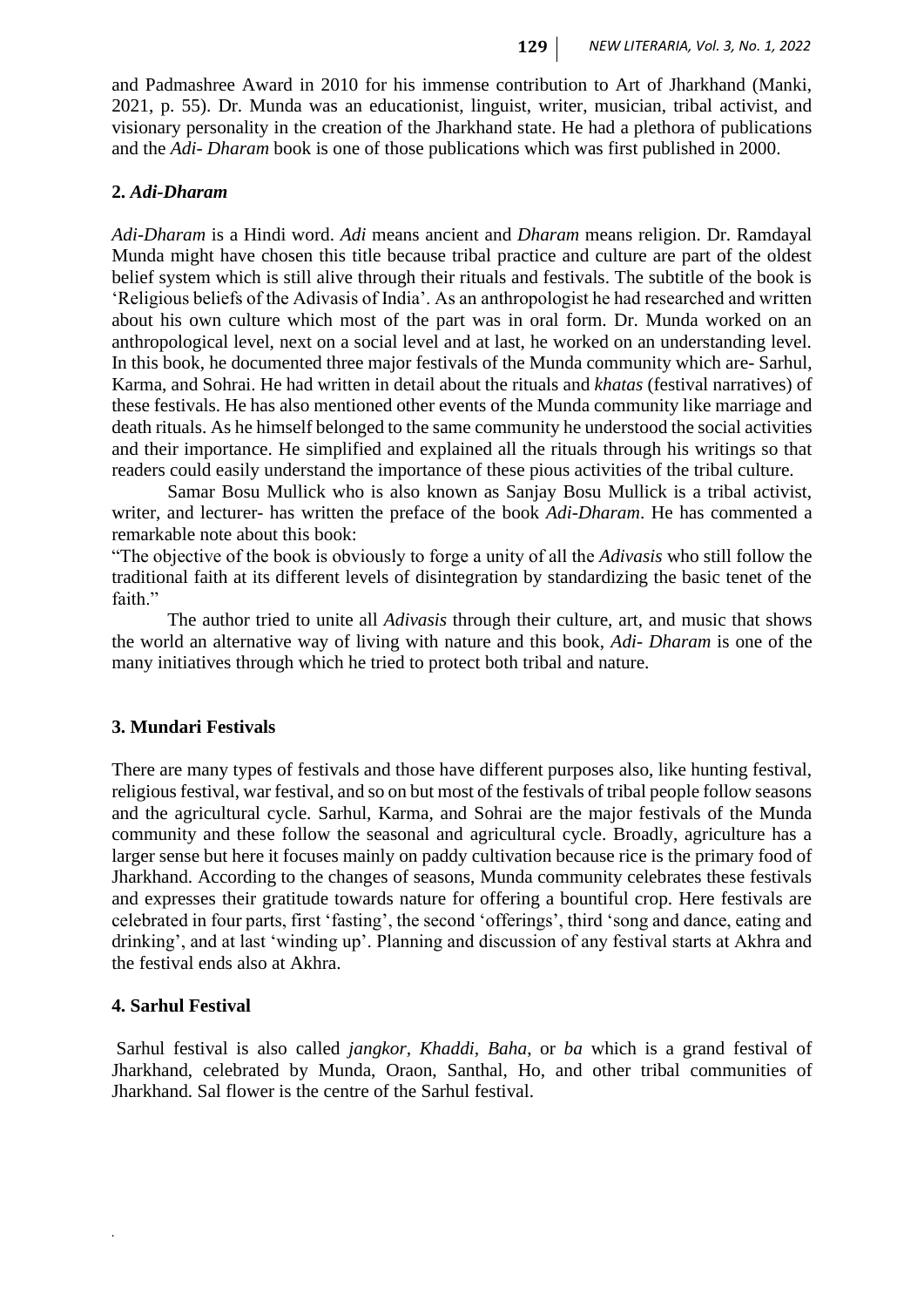and Padmashree Award in 2010 for his immense contribution to Art of Jharkhand (Manki, 2021, p. 55). Dr. Munda was an educationist, linguist, writer, musician, tribal activist, and visionary personality in the creation of the Jharkhand state. He had a plethora of publications and the *Adi- Dharam* book is one of those publications which was first published in 2000.

## 2. *Adi-Dharam*

*Adi-Dharam* is a Hindi word. *Adi* means ancient and *Dharam* means religion. Dr. Ramdayal Munda might have chosen this title because tribal practice and culture are part of the oldest belief system which is still alive through their rituals and festivals. The subtitle of the book is 'Religious beliefs of the Adivasis of India'. As an anthropologist he had researched and written about his own culture which most of the part was in oral form. Dr. Munda worked on an anthropological level, next on a social level and at last, he worked on an understanding level. In this book, he documented three major festivals of the Munda community which are- Sarhul, Karma, and Sohrai. He had written in detail about the rituals and *khatas* (festival narratives) of these festivals. He has also mentioned other events of the Munda community like marriage and death rituals. As he himself belonged to the same community he understood the social activities and their importance. He simplified and explained all the rituals through his writings so that readers could easily understand the importance of these pious activities of the tribal culture.

Samar Bosu Mullick who is also known as Sanjay Bosu Mullick is a tribal activist, writer, and lecturer- has written the preface of the book *Adi-Dharam*. He has commented a remarkable note about this book:

"The objective of the book is obviously to forge a unity of all the *Adivasis* who still follow the traditional faith at its different levels of disintegration by standardizing the basic tenet of the faith."

The author tried to unite all *Adivasis* through their culture, art, and music that shows the world an alternative way of living with nature and this book, *Adi- Dharam* is one of the many initiatives through which he tried to protect both tribal and nature.

## 3. Mundari Festivals

There are many types of festivals and those have different purposes also, like hunting festival, religious festival, war festival, and so on but most of the festivals of tribal people follow seasons and the agricultural cycle. Sarhul, Karma, and Sohrai are the major festivals of the Munda community and these follow the seasonal and agricultural cycle. Broadly, agriculture has a larger sense but here it focuses mainly on paddy cultivation because rice is the primary food of Jharkhand. According to the changes of seasons, Munda community celebrates these festivals and expresses their gratitude towards nature for offering a bountiful crop. Here festivals are celebrated in four parts, first 'fasting', the second 'offerings', third 'song and dance, eating and drinking', and at last 'winding up'. Planning and discussion of any festival starts at Akhra and the festival ends also at Akhra.

## 4. Sarhul Festival

Sarhul festival is also called *jangkor, Khaddi, Baha*, or *ba* which is a grand festival of Jharkhand, celebrated by Munda, Oraon, Santhal, Ho, and other tribal communities of Jharkhand. Sal flower is the centre of the Sarhul festival.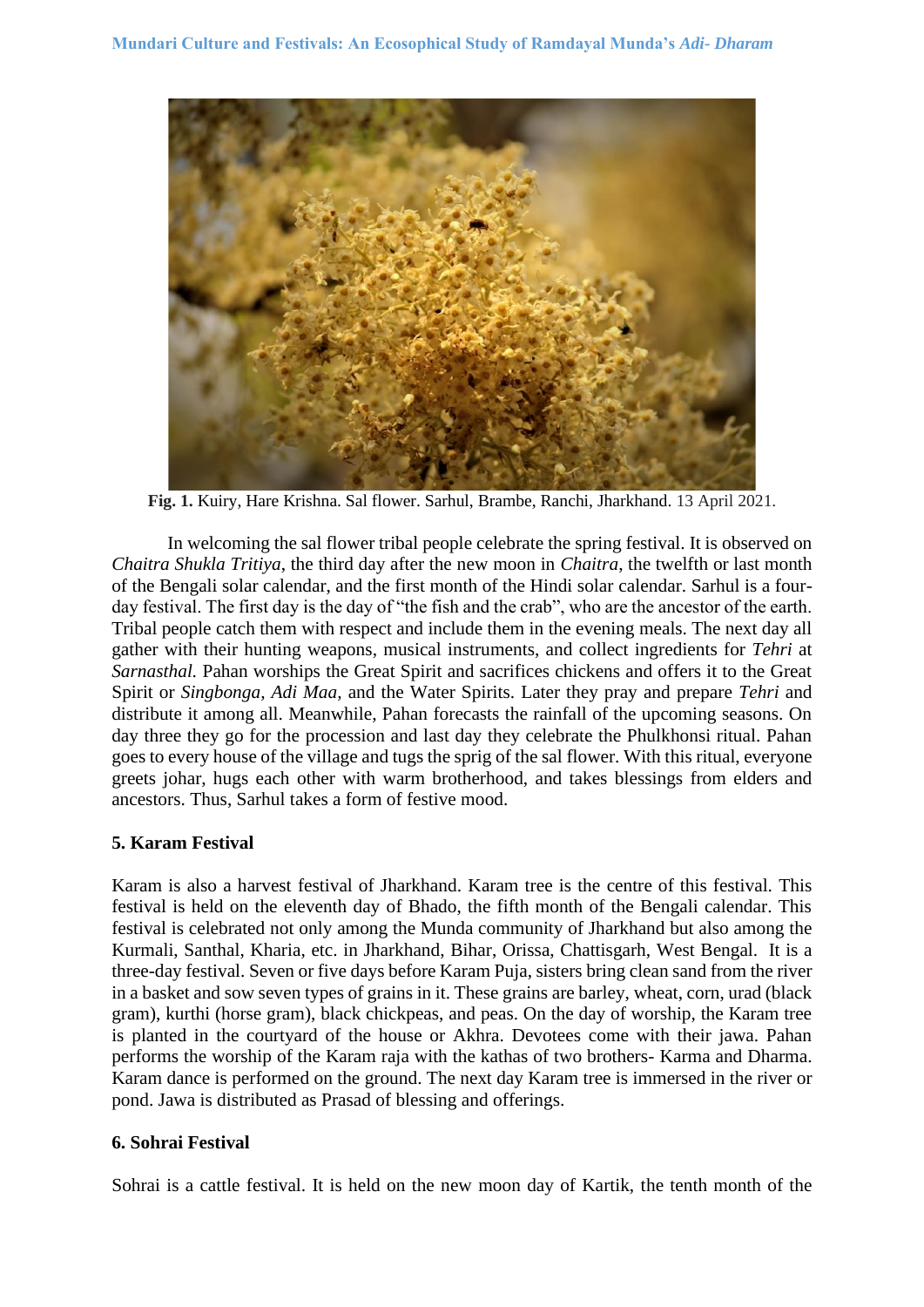**Fig. 1.** Kuiry, Hare Krishna. Sal flower. Sarhul, Brambe, Ranchi, Jharkhand. 13 April 2021.

In welcoming the sal flower tribal people celebrate the spring festival. It is observed on *Chaitra Shukla Tritiya*, the third day after the new moon in *Chaitra*, the twelfth or last month of the Bengali solar calendar, and the first month of the Hindi solar calendar. Sarhul is a four-day festival. The first day is the day of "the fish and the crab", who are the ancestor of the earth. Tribal people catch them with respect and include them in the evening meals. The next day all gather with their hunting weapons, musical instruments, and collect ingredients for *Tehri* at *Sarnasthal.* Pahan worships the Great Spirit and sacrifices chickens and offers it to the Great Spirit or *Singbonga, Adi Maa,* and the Water Spirits. Later they pray and prepare *Tehri* and distribute it among all. Meanwhile, Pahan forecasts the rainfall of the upcoming seasons. On day three they go for the procession and last day they celebrate the Phulkhonsi ritual. Pahan goes to every house of the village and tugs the sprig of the sal flower. With this ritual, everyone greets johar, hugs each other with warm brotherhood, and takes blessings from elders and ancestors. Thus, Sarhul takes a form of festive mood.

### 5. Karam Festival

Karam is also a harvest festival of Jharkhand. Karam tree is the centre of this festival. This festival is held on the eleventh day of Bhado, the fifth month of the Bengali calendar. This festival is celebrated not only among the Munda community of Jharkhand but also among the Kurmali, Santhal, Kharia, etc. in Jharkhand, Bihar, Orissa, Chattisgarh, West Bengal. It is a three-day festival. Seven or five days before Karam Puja, sisters bring clean sand from the river in a basket and sow seven types of grains in it. These grains are barley, wheat, corn, urad (black gram), kurthi (horse gram), black chickpeas, and peas. On the day of worship, the Karam tree is planted in the courtyard of the house or Akhra. Devotees come with their jawa. Pahan performs the worship of the Karam raja with the kathas of two brothers- Karma and Dharma. Karam dance is performed on the ground. The next day Karam tree is immersed in the river or pond. Jawa is distributed as Prasad of blessing and offerings.

### 6. Sohrai Festival

Sohrai is a cattle festival. It is held on the new moon day of Kartik, the tenth month of the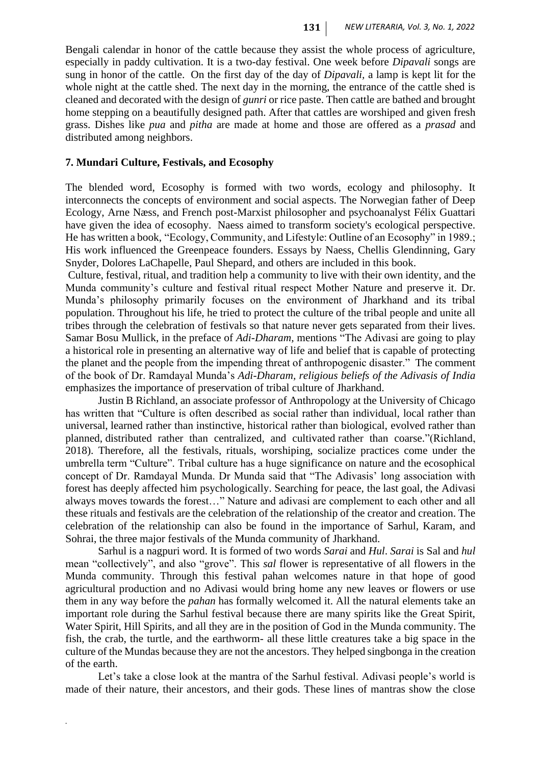Bengali calendar in honor of the cattle because they assist the whole process of agriculture, especially in paddy cultivation. It is a two-day festival. One week before *Dipavali* songs are sung in honor of the cattle. On the first day of the day of *Dipavali*, a lamp is kept lit for the whole night at the cattle shed. The next day in the morning, the entrance of the cattle shed is cleaned and decorated with the design of *gunri* or rice paste. Then cattle are bathed and brought home stepping on a beautifully designed path. After that cattles are worshiped and given fresh grass. Dishes like *pua* and *pitha* are made at home and those are offered as a *prasad* and distributed among neighbors.

### 7. Mundari Culture, Festivals, and Ecosophy

The blended word, Ecosophy is formed with two words, ecology and philosophy. It interconnects the concepts of environment and social aspects. The Norwegian father of Deep Ecology, Arne Næss, and French post-Marxist philosopher and psychoanalyst Félix Guattari have given the idea of ecosophy. Naess aimed to transform society's ecological perspective. He has written a book, "Ecology, Community, and Lifestyle: Outline of an Ecosophy" in 1989.; His work influenced the Greenpeace founders. Essays by Naess, Chellis Glendinning, Gary Snyder, Dolores LaChapelle, Paul Shepard, and others are included in this book.

Culture, festival, ritual, and tradition help a community to live with their own identity, and the Munda community's culture and festival ritual respect Mother Nature and preserve it. Dr. Munda's philosophy primarily focuses on the environment of Jharkhand and its tribal population. Throughout his life, he tried to protect the culture of the tribal people and unite all tribes through the celebration of festivals so that nature never gets separated from their lives. Samar Bosu Mullick, in the preface of *Adi-Dharam,* mentions "The Adivasi are going to play a historical role in presenting an alternative way of life and belief that is capable of protecting the planet and the people from the impending threat of anthropogenic disaster." The comment of the book of Dr. Ramdayal Munda's *Adi-Dharam, religious beliefs of the Adivasis of India* emphasizes the importance of preservation of tribal culture of Jharkhand.

Justin B Richland, an associate professor of Anthropology at the University of Chicago has written that "Culture is often described as social rather than individual, local rather than universal, learned rather than instinctive, historical rather than biological, evolved rather than planned, distributed rather than centralized, and cultivated rather than coarse."(Richland, 2018). Therefore, all the festivals, rituals, worshiping, socialize practices come under the umbrella term "Culture". Tribal culture has a huge significance on nature and the ecosophical concept of Dr. Ramdayal Munda. Dr Munda said that "The Adivasis' long association with forest has deeply affected him psychologically. Searching for peace, the last goal, the Adivasi always moves towards the forest…" Nature and adivasi are complement to each other and all these rituals and festivals are the celebration of the relationship of the creator and creation. The celebration of the relationship can also be found in the importance of Sarhul, Karam, and Sohrai, the three major festivals of the Munda community of Jharkhand.

Sarhul is a nagpuri word. It is formed of two words *Sarai* and *Hul*. *Sarai* is Sal and *hul* mean "collectively", and also "grove". This *sal* flower is representative of all flowers in the Munda community. Through this festival pahan welcomes nature in that hope of good agricultural production and no Adivasi would bring home any new leaves or flowers or use them in any way before the *pahan* has formally welcomed it. All the natural elements take an important role during the Sarhul festival because there are many spirits like the Great Spirit, Water Spirit, Hill Spirits, and all they are in the position of God in the Munda community. The fish, the crab, the turtle, and the earthworm- all these little creatures take a big space in the culture of the Mundas because they are not the ancestors. They helped singbonga in the creation of the earth.

Let's take a close look at the mantra of the Sarhul festival. Adivasi people's world is made of their nature, their ancestors, and their gods. These lines of mantras show the close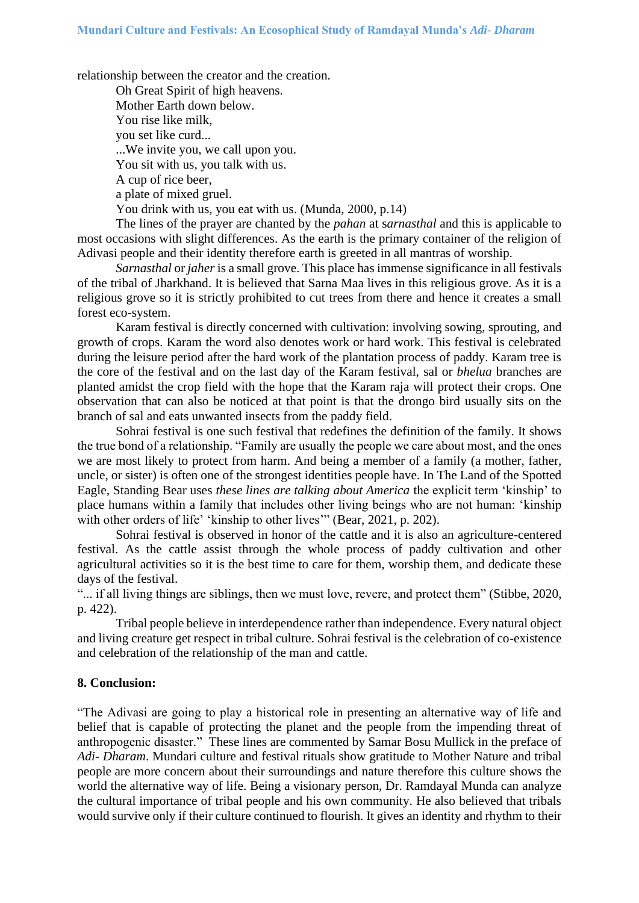relationship between the creator and the creation.

Oh Great Spirit of high heavens.
Mother Earth down below.
You rise like milk,
you set like curd...
...We invite you, we call upon you.
You sit with us, you talk with us.
A cup of rice beer,
a plate of mixed gruel.
You drink with us, you eat with us. (Munda, 2000, p.14)

The lines of the prayer are chanted by the *pahan* at s*arnasthal* and this is applicable to most occasions with slight differences. As the earth is the primary container of the religion of Adivasi people and their identity therefore earth is greeted in all mantras of worship.

*Sarnasthal* or *jaher* is a small grove. This place has immense significance in all festivals of the tribal of Jharkhand. It is believed that Sarna Maa lives in this religious grove. As it is a religious grove so it is strictly prohibited to cut trees from there and hence it creates a small forest eco-system.

Karam festival is directly concerned with cultivation: involving sowing, sprouting, and growth of crops. Karam the word also denotes work or hard work. This festival is celebrated during the leisure period after the hard work of the plantation process of paddy. Karam tree is the core of the festival and on the last day of the Karam festival, sal or *bhelua* branches are planted amidst the crop field with the hope that the Karam raja will protect their crops. One observation that can also be noticed at that point is that the drongo bird usually sits on the branch of sal and eats unwanted insects from the paddy field.

Sohrai festival is one such festival that redefines the definition of the family. It shows the true bond of a relationship. "Family are usually the people we care about most, and the ones we are most likely to protect from harm. And being a member of a family (a mother, father, uncle, or sister) is often one of the strongest identities people have. In The Land of the Spotted Eagle, Standing Bear uses *these lines are talking about America* the explicit term 'kinship' to place humans within a family that includes other living beings who are not human: 'kinship with other orders of life' 'kinship to other lives'" (Bear, 2021, p. 202).

Sohrai festival is observed in honor of the cattle and it is also an agriculture-centered festival. As the cattle assist through the whole process of paddy cultivation and other agricultural activities so it is the best time to care for them, worship them, and dedicate these days of the festival.

"... if all living things are siblings, then we must love, revere, and protect them" (Stibbe, 2020, p. 422).

Tribal people believe in interdependence rather than independence. Every natural object and living creature get respect in tribal culture. Sohrai festival is the celebration of co-existence and celebration of the relationship of the man and cattle.

## 8. Conclusion:

"The Adivasi are going to play a historical role in presenting an alternative way of life and belief that is capable of protecting the planet and the people from the impending threat of anthropogenic disaster." These lines are commented by Samar Bosu Mullick in the preface of *Adi- Dharam*. Mundari culture and festival rituals show gratitude to Mother Nature and tribal people are more concern about their surroundings and nature therefore this culture shows the world the alternative way of life. Being a visionary person, Dr. Ramdayal Munda can analyze the cultural importance of tribal people and his own community. He also believed that tribals would survive only if their culture continued to flourish. It gives an identity and rhythm to their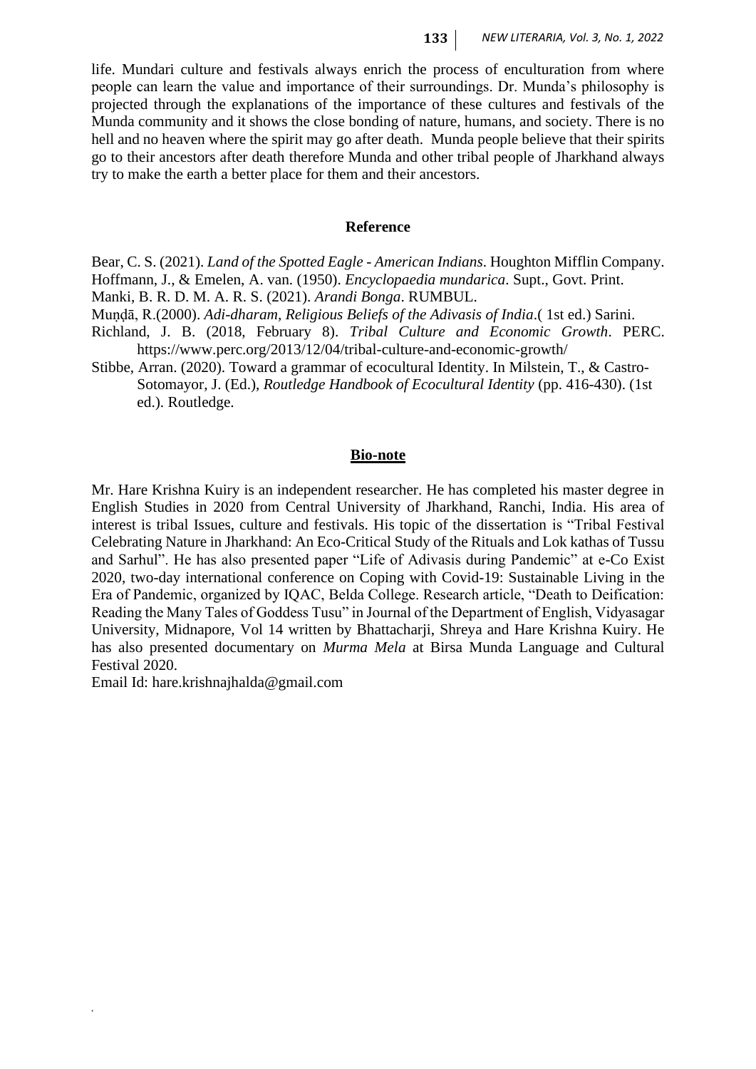life. Mundari culture and festivals always enrich the process of enculturation from where people can learn the value and importance of their surroundings. Dr. Munda's philosophy is projected through the explanations of the importance of these cultures and festivals of the Munda community and it shows the close bonding of nature, humans, and society. There is no hell and no heaven where the spirit may go after death. Munda people believe that their spirits go to their ancestors after death therefore Munda and other tribal people of Jharkhand always try to make the earth a better place for them and their ancestors.

## Reference

Bear, C. S. (2021). *Land of the Spotted Eagle - American Indians*. Houghton Mifflin Company.

Hoffmann, J., & Emelen, A. van. (1950). *Encyclopaedia mundarica*. Supt., Govt. Print.

Manki, B. R. D. M. A. R. S. (2021). *Arandi Bonga*. RUMBUL.

Muṇḍā, R.(2000). *Adi-dharam, Religious Beliefs of the Adivasis of India*.( 1st ed.) Sarini.

Richland, J. B. (2018, February 8). *Tribal Culture and Economic Growth*. PERC. https://www.perc.org/2013/12/04/tribal-culture-and-economic-growth/

Stibbe, Arran. (2020). Toward a grammar of ecocultural Identity. In Milstein, T., & Castro-Sotomayor, J. (Ed.), *Routledge Handbook of Ecocultural Identity* (pp. 416-430). (1st ed.). Routledge.

## Bio-note

Mr. Hare Krishna Kuiry is an independent researcher. He has completed his master degree in English Studies in 2020 from Central University of Jharkhand, Ranchi, India. His area of interest is tribal Issues, culture and festivals. His topic of the dissertation is "Tribal Festival Celebrating Nature in Jharkhand: An Eco-Critical Study of the Rituals and Lok kathas of Tussu and Sarhul". He has also presented paper "Life of Adivasis during Pandemic" at e-Co Exist 2020, two-day international conference on Coping with Covid-19: Sustainable Living in the Era of Pandemic, organized by IQAC, Belda College. Research article, "Death to Deification: Reading the Many Tales of Goddess Tusu" in Journal of the Department of English, Vidyasagar University, Midnapore, Vol 14 written by Bhattacharji, Shreya and Hare Krishna Kuiry. He has also presented documentary on *Murma Mela* at Birsa Munda Language and Cultural Festival 2020.

Email Id: hare.krishnajhalda@gmail.com